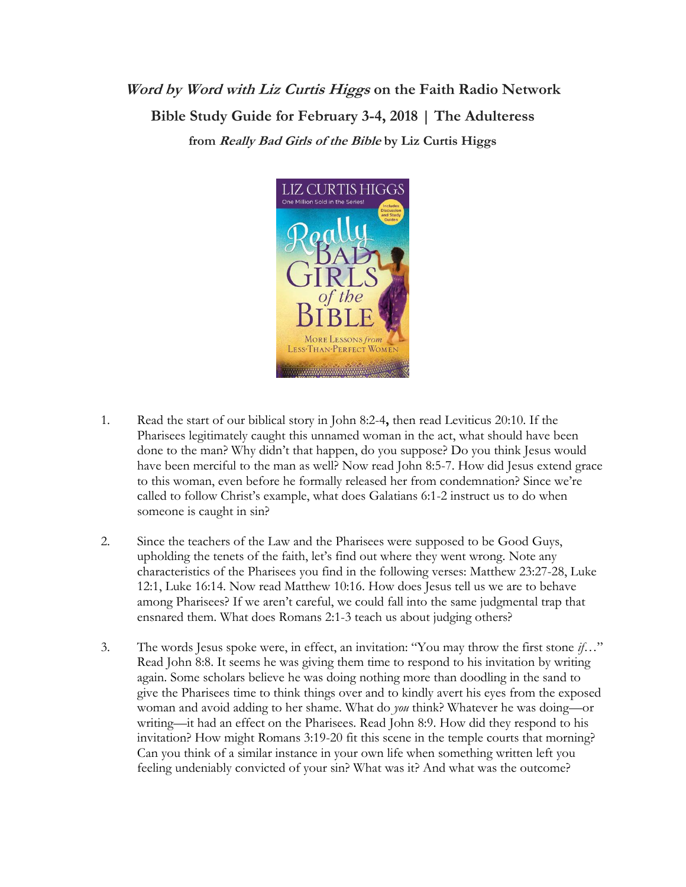**_Word by Word with Liz Curtis Higgs_ on the Faith Radio Network**

**Bible Study Guide for February 3-4, 2018 | The Adulteress**

**from _Really Bad Girls of the Bible_ by Liz Curtis Higgs**

1. Read the start of our biblical story in John 8:2-4**,** then read Leviticus 20:10. If the Pharisees legitimately caught this unnamed woman in the act, what should have been done to the man? Why didn't that happen, do you suppose? Do you think Jesus would have been merciful to the man as well? Now read John 8:5-7. How did Jesus extend grace to this woman, even before he formally released her from condemnation? Since we're called to follow Christ's example, what does Galatians 6:1-2 instruct us to do when someone is caught in sin?

2. Since the teachers of the Law and the Pharisees were supposed to be Good Guys, upholding the tenets of the faith, let's find out where they went wrong. Note any characteristics of the Pharisees you find in the following verses: Matthew 23:27-28, Luke 12:1, Luke 16:14. Now read Matthew 10:16. How does Jesus tell us we are to behave among Pharisees? If we aren't careful, we could fall into the same judgmental trap that ensnared them. What does Romans 2:1-3 teach us about judging others?

3. The words Jesus spoke were, in effect, an invitation: "You may throw the first stone *if*…" Read John 8:8. It seems he was giving them time to respond to his invitation by writing again. Some scholars believe he was doing nothing more than doodling in the sand to give the Pharisees time to think things over and to kindly avert his eyes from the exposed woman and avoid adding to her shame. What do *you* think? Whatever he was doing—or writing—it had an effect on the Pharisees. Read John 8:9. How did they respond to his invitation? How might Romans 3:19-20 fit this scene in the temple courts that morning? Can you think of a similar instance in your own life when something written left you feeling undeniably convicted of your sin? What was it? And what was the outcome?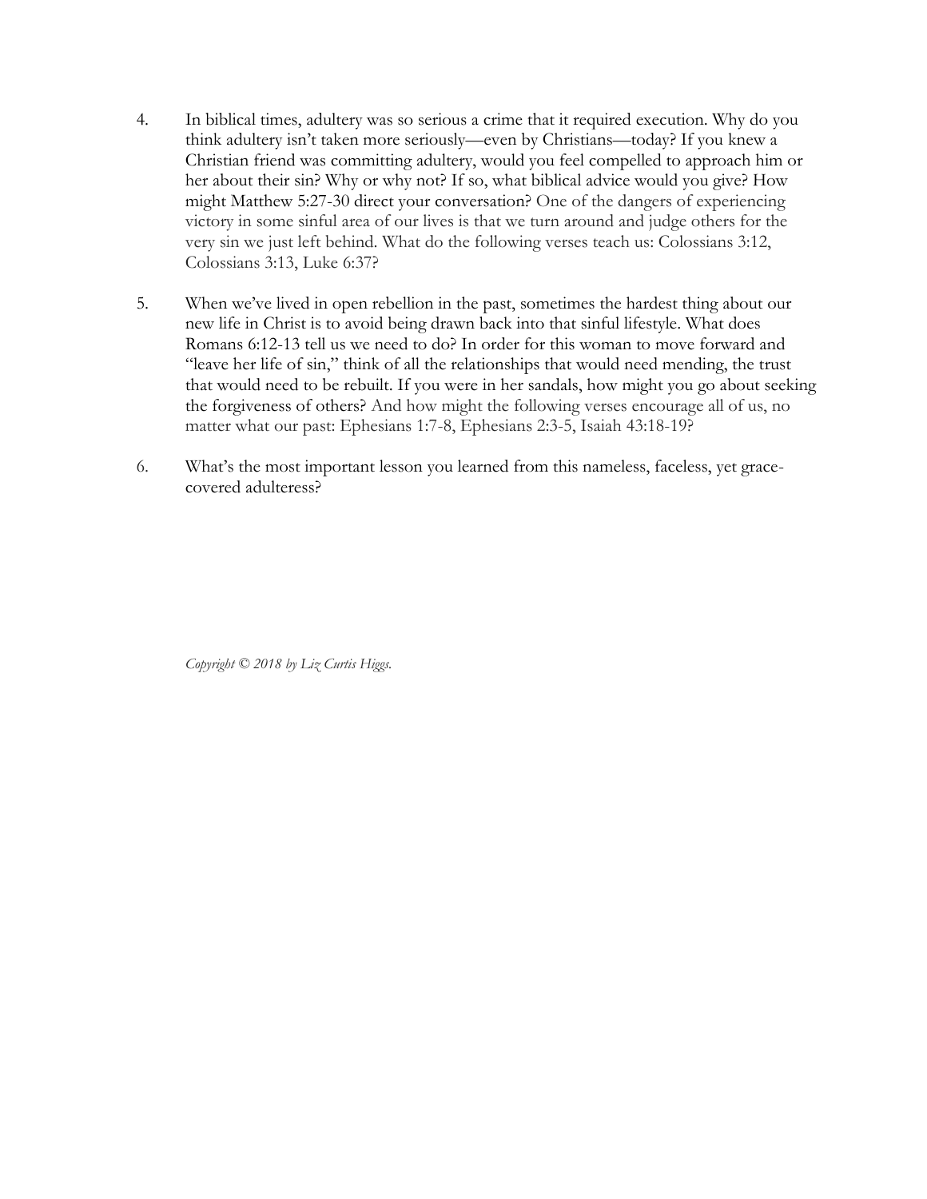4. In biblical times, adultery was so serious a crime that it required execution. Why do you think adultery isn't taken more seriously—even by Christians—today? If you knew a Christian friend was committing adultery, would you feel compelled to approach him or her about their sin? Why or why not? If so, what biblical advice would you give? How might Matthew 5:27-30 direct your conversation? One of the dangers of experiencing victory in some sinful area of our lives is that we turn around and judge others for the very sin we just left behind. What do the following verses teach us: Colossians 3:12, Colossians 3:13, Luke 6:37?

5. When we've lived in open rebellion in the past, sometimes the hardest thing about our new life in Christ is to avoid being drawn back into that sinful lifestyle. What does Romans 6:12-13 tell us we need to do? In order for this woman to move forward and "leave her life of sin," think of all the relationships that would need mending, the trust that would need to be rebuilt. If you were in her sandals, how might you go about seeking the forgiveness of others? And how might the following verses encourage all of us, no matter what our past: Ephesians 1:7-8, Ephesians 2:3-5, Isaiah 43:18-19?

6. What's the most important lesson you learned from this nameless, faceless, yet grace-covered adulteress?

*Copyright © 2018 by Liz Curtis Higgs.*